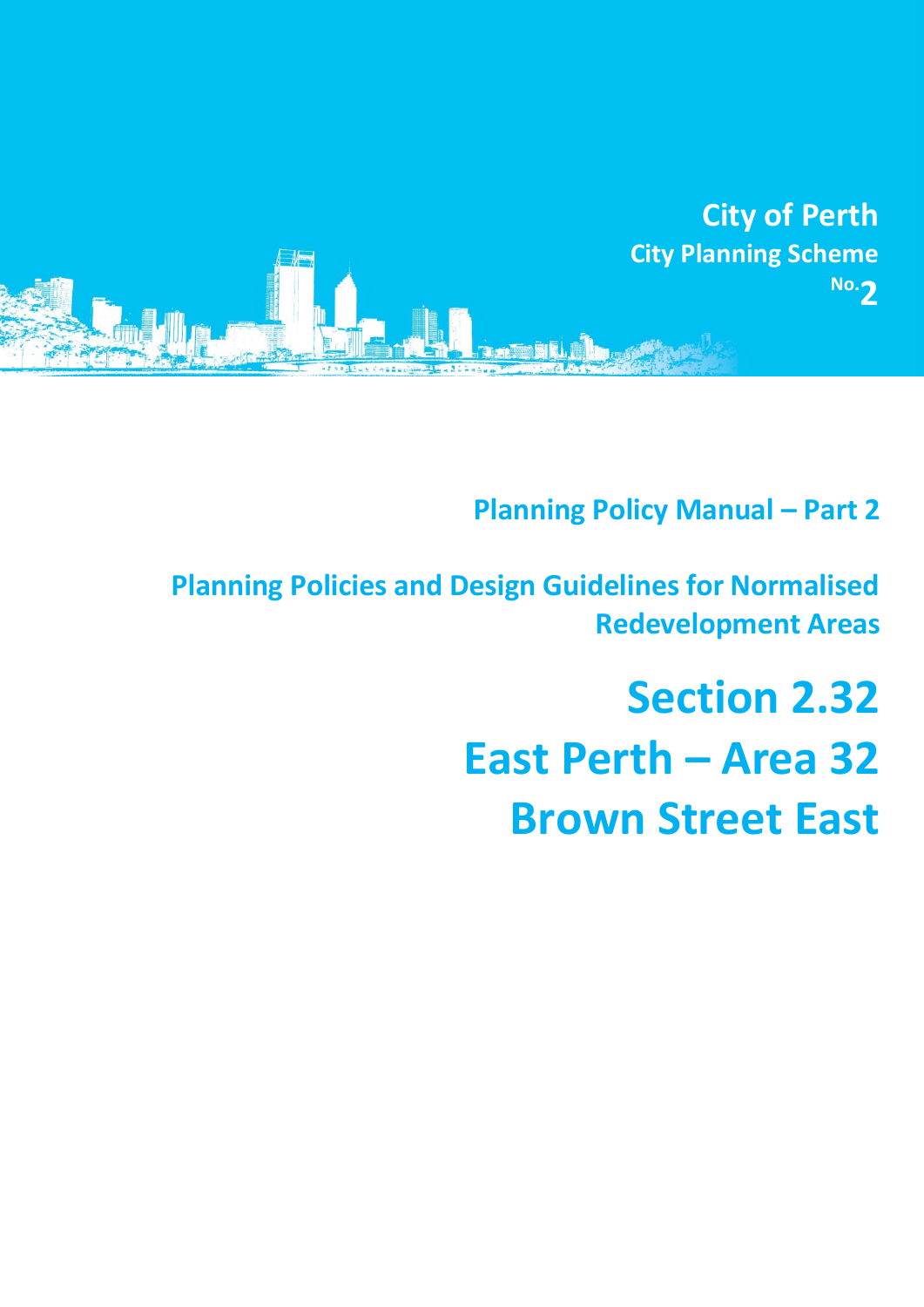**City of Perth**
**City Planning Scheme No.2**

## Planning Policy Manual – Part 2

## Planning Policies and Design Guidelines for Normalised Redevelopment Areas

# Section 2.32
# East Perth – Area 32
# Brown Street East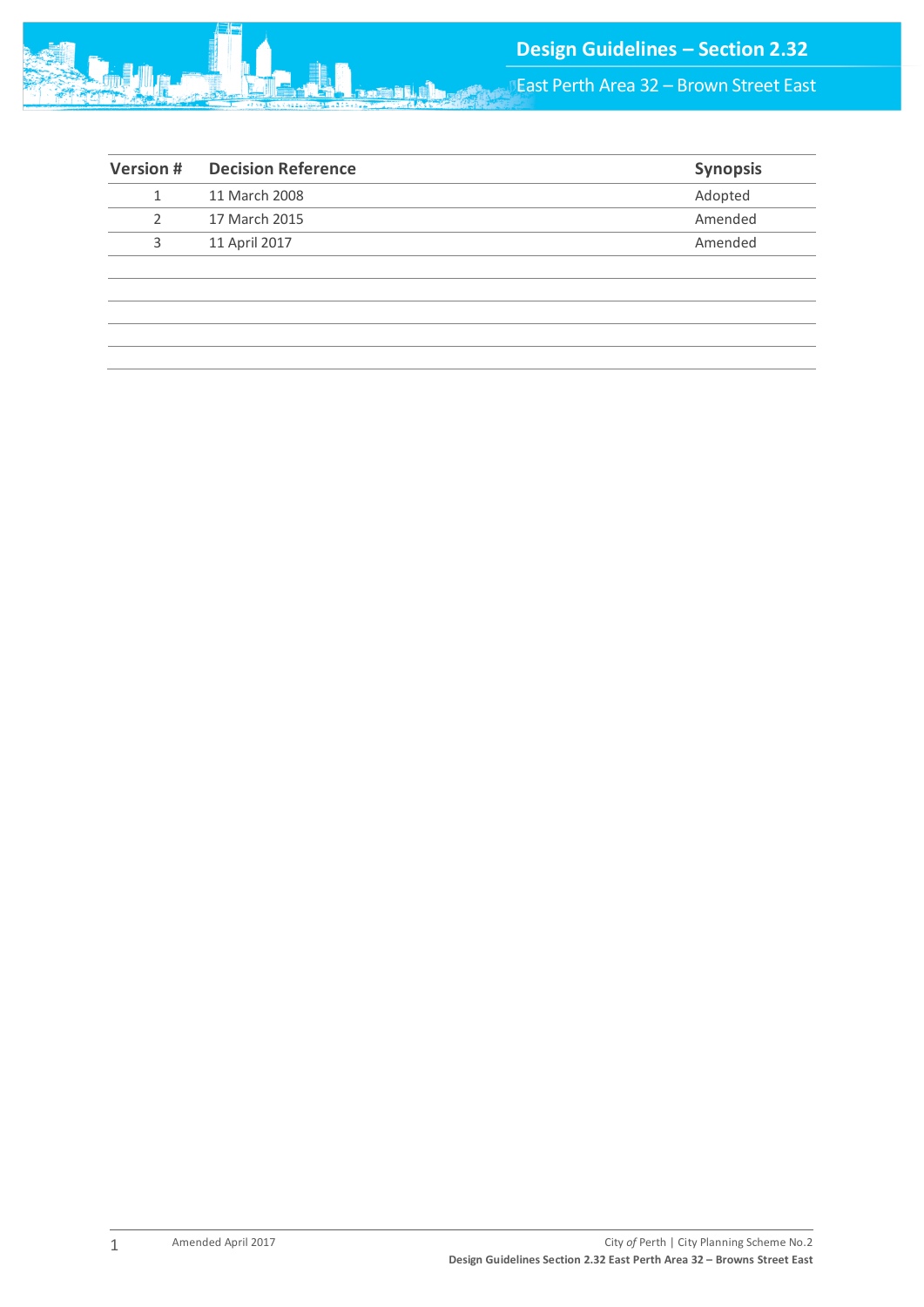| Version # | Decision Reference | Synopsis |
|---|---|---|
| 1 | 11 March 2008 | Adopted |
| 2 | 17 March 2015 | Amended |
| 3 | 11 April 2017 | Amended |
| | | |
| | | |
| | | |
| | | |
| | | |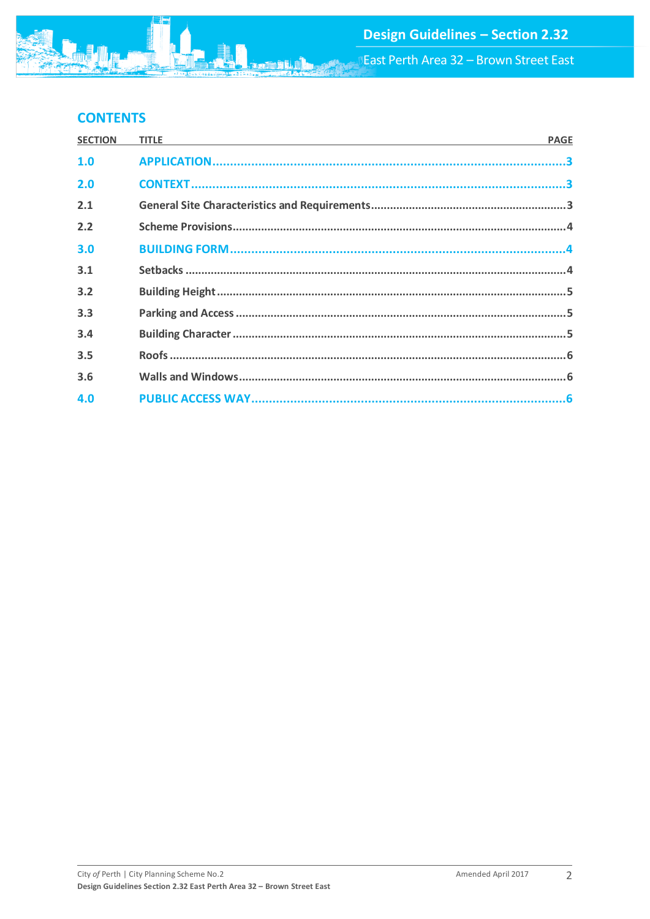## CONTENTS

| SECTION | TITLE | PAGE |
|---|---|---|
| 1.0 | APPLICATION | 3 |
| 2.0 | CONTEXT | 3 |
| 2.1 | General Site Characteristics and Requirements | 3 |
| 2.2 | Scheme Provisions | 4 |
| 3.0 | BUILDING FORM | 4 |
| 3.1 | Setbacks | 4 |
| 3.2 | Building Height | 5 |
| 3.3 | Parking and Access | 5 |
| 3.4 | Building Character | 5 |
| 3.5 | Roofs | 6 |
| 3.6 | Walls and Windows | 6 |
| 4.0 | PUBLIC ACCESS WAY | 6 |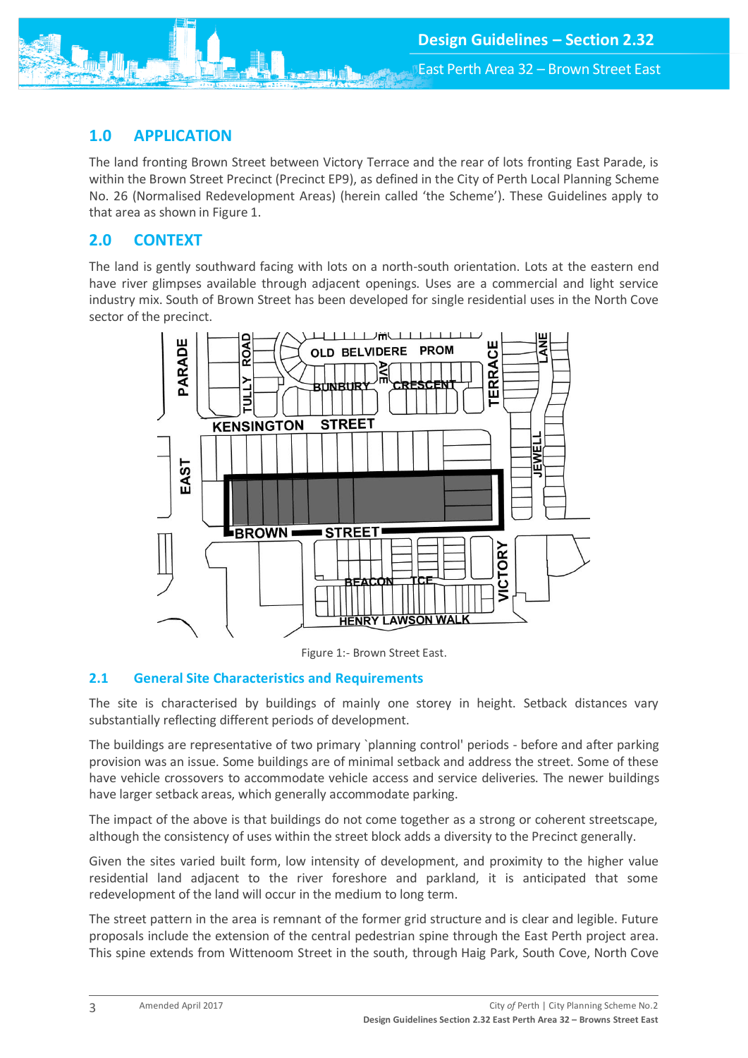## 1.0 APPLICATION

The land fronting Brown Street between Victory Terrace and the rear of lots fronting East Parade, is within the Brown Street Precinct (Precinct EP9), as defined in the City of Perth Local Planning Scheme No. 26 (Normalised Redevelopment Areas) (herein called 'the Scheme'). These Guidelines apply to that area as shown in Figure 1.

## 2.0 CONTEXT

The land is gently southward facing with lots on a north-south orientation. Lots at the eastern end have river glimpses available through adjacent openings. Uses are a commercial and light service industry mix. South of Brown Street has been developed for single residential uses in the North Cove sector of the precinct.

Figure 1:- Brown Street East.

### 2.1 General Site Characteristics and Requirements

The site is characterised by buildings of mainly one storey in height. Setback distances vary substantially reflecting different periods of development.

The buildings are representative of two primary `planning control' periods - before and after parking provision was an issue. Some buildings are of minimal setback and address the street. Some of these have vehicle crossovers to accommodate vehicle access and service deliveries. The newer buildings have larger setback areas, which generally accommodate parking.

The impact of the above is that buildings do not come together as a strong or coherent streetscape, although the consistency of uses within the street block adds a diversity to the Precinct generally.

Given the sites varied built form, low intensity of development, and proximity to the higher value residential land adjacent to the river foreshore and parkland, it is anticipated that some redevelopment of the land will occur in the medium to long term.

The street pattern in the area is remnant of the former grid structure and is clear and legible. Future proposals include the extension of the central pedestrian spine through the East Perth project area. This spine extends from Wittenoom Street in the south, through Haig Park, South Cove, North Cove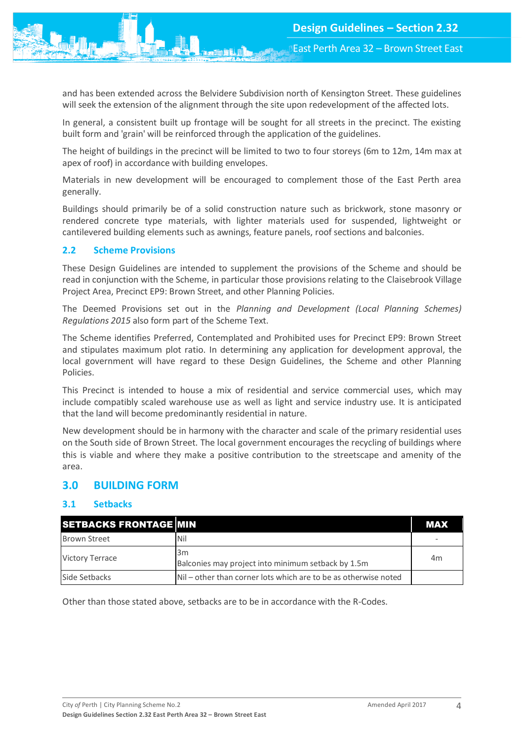and has been extended across the Belvidere Subdivision north of Kensington Street. These guidelines will seek the extension of the alignment through the site upon redevelopment of the affected lots.

In general, a consistent built up frontage will be sought for all streets in the precinct. The existing built form and 'grain' will be reinforced through the application of the guidelines.

The height of buildings in the precinct will be limited to two to four storeys (6m to 12m, 14m max at apex of roof) in accordance with building envelopes.

Materials in new development will be encouraged to complement those of the East Perth area generally.

Buildings should primarily be of a solid construction nature such as brickwork, stone masonry or rendered concrete type materials, with lighter materials used for suspended, lightweight or cantilevered building elements such as awnings, feature panels, roof sections and balconies.

### 2.2 Scheme Provisions

These Design Guidelines are intended to supplement the provisions of the Scheme and should be read in conjunction with the Scheme, in particular those provisions relating to the Claisebrook Village Project Area, Precinct EP9: Brown Street, and other Planning Policies.

The Deemed Provisions set out in the *Planning and Development (Local Planning Schemes) Regulations 2015* also form part of the Scheme Text.

The Scheme identifies Preferred, Contemplated and Prohibited uses for Precinct EP9: Brown Street and stipulates maximum plot ratio. In determining any application for development approval, the local government will have regard to these Design Guidelines, the Scheme and other Planning Policies.

This Precinct is intended to house a mix of residential and service commercial uses, which may include compatibly scaled warehouse use as well as light and service industry use. It is anticipated that the land will become predominantly residential in nature.

New development should be in harmony with the character and scale of the primary residential uses on the South side of Brown Street. The local government encourages the recycling of buildings where this is viable and where they make a positive contribution to the streetscape and amenity of the area.

## 3.0 BUILDING FORM

### 3.1 Setbacks

| SETBACKS FRONTAGE | MIN | MAX |
|---|---|---|
| Brown Street | Nil | - |
| Victory Terrace | 3m<br>Balconies may project into minimum setback by 1.5m | 4m |
| Side Setbacks | Nil – other than corner lots which are to be as otherwise noted | |

Other than those stated above, setbacks are to be in accordance with the R-Codes.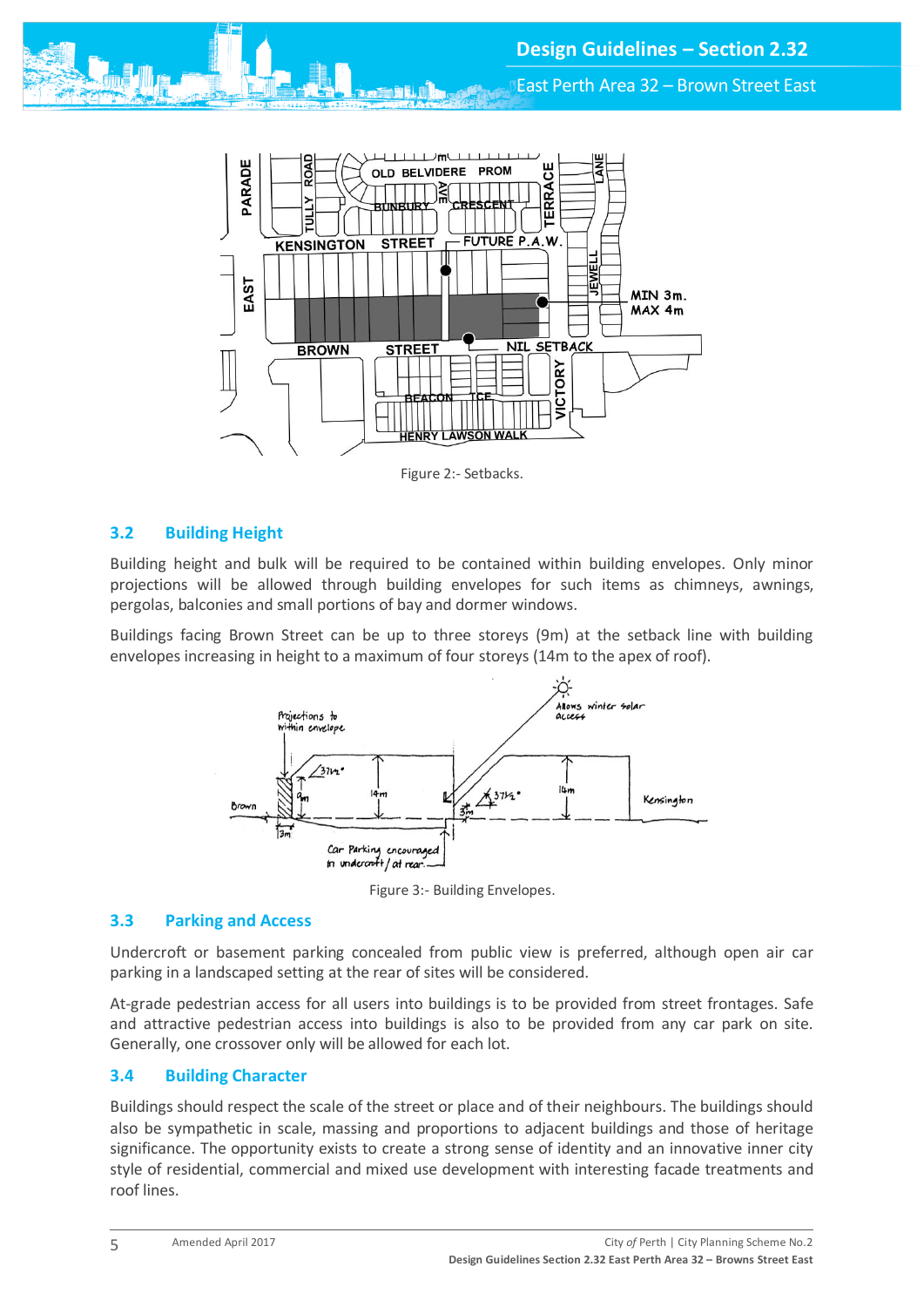Figure 2:- Setbacks.

## 3.2 Building Height

Building height and bulk will be required to be contained within building envelopes. Only minor projections will be allowed through building envelopes for such items as chimneys, awnings, pergolas, balconies and small portions of bay and dormer windows.

Buildings facing Brown Street can be up to three storeys (9m) at the setback line with building envelopes increasing in height to a maximum of four storeys (14m to the apex of roof).

Figure 3:- Building Envelopes.

## 3.3 Parking and Access

Undercroft or basement parking concealed from public view is preferred, although open air car parking in a landscaped setting at the rear of sites will be considered.

At-grade pedestrian access for all users into buildings is to be provided from street frontages. Safe and attractive pedestrian access into buildings is also to be provided from any car park on site. Generally, one crossover only will be allowed for each lot.

## 3.4 Building Character

Buildings should respect the scale of the street or place and of their neighbours. The buildings should also be sympathetic in scale, massing and proportions to adjacent buildings and those of heritage significance. The opportunity exists to create a strong sense of identity and an innovative inner city style of residential, commercial and mixed use development with interesting facade treatments and roof lines.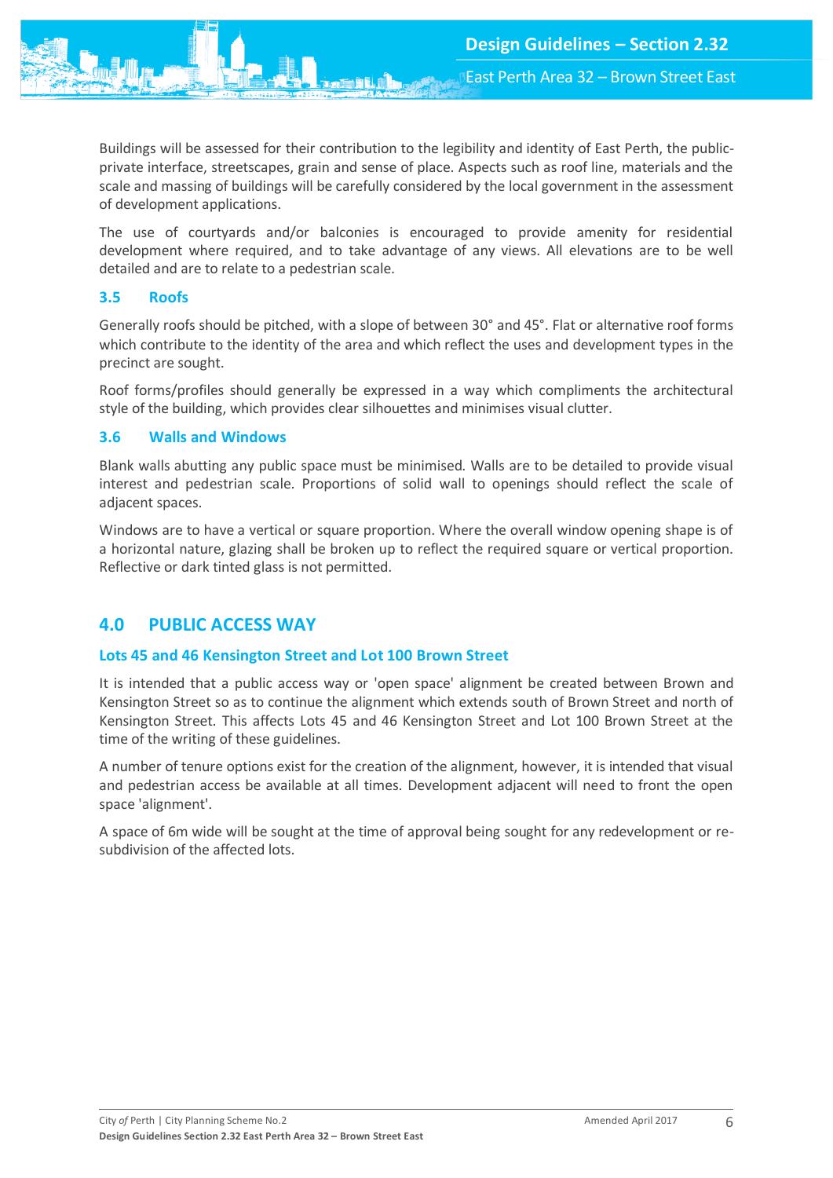Buildings will be assessed for their contribution to the legibility and identity of East Perth, the public-private interface, streetscapes, grain and sense of place. Aspects such as roof line, materials and the scale and massing of buildings will be carefully considered by the local government in the assessment of development applications.

The use of courtyards and/or balconies is encouraged to provide amenity for residential development where required, and to take advantage of any views. All elevations are to be well detailed and are to relate to a pedestrian scale.

### 3.5 Roofs

Generally roofs should be pitched, with a slope of between 30° and 45°. Flat or alternative roof forms which contribute to the identity of the area and which reflect the uses and development types in the precinct are sought.

Roof forms/profiles should generally be expressed in a way which compliments the architectural style of the building, which provides clear silhouettes and minimises visual clutter.

### 3.6 Walls and Windows

Blank walls abutting any public space must be minimised. Walls are to be detailed to provide visual interest and pedestrian scale. Proportions of solid wall to openings should reflect the scale of adjacent spaces.

Windows are to have a vertical or square proportion. Where the overall window opening shape is of a horizontal nature, glazing shall be broken up to reflect the required square or vertical proportion. Reflective or dark tinted glass is not permitted.

## 4.0 PUBLIC ACCESS WAY

### Lots 45 and 46 Kensington Street and Lot 100 Brown Street

It is intended that a public access way or 'open space' alignment be created between Brown and Kensington Street so as to continue the alignment which extends south of Brown Street and north of Kensington Street. This affects Lots 45 and 46 Kensington Street and Lot 100 Brown Street at the time of the writing of these guidelines.

A number of tenure options exist for the creation of the alignment, however, it is intended that visual and pedestrian access be available at all times. Development adjacent will need to front the open space 'alignment'.

A space of 6m wide will be sought at the time of approval being sought for any redevelopment or re-subdivision of the affected lots.